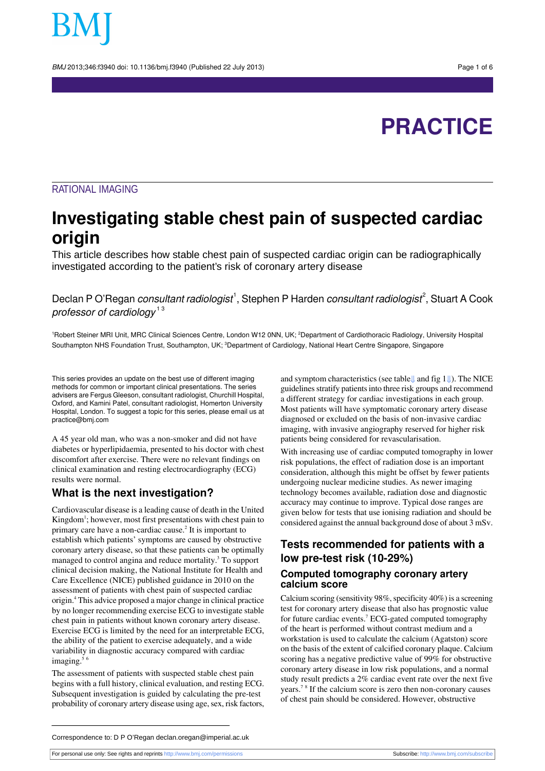# PRACTICE

RATIONAL IMAGING

# Investigating stable chest pain of suspected cardiac origin

This article describes how stable chest pain of suspected cardiac origin can be radiographically investigated according to the patient's risk of coronary artery disease

Declan P O'Regan *consultant radiologist*[1], Stephen P Harden *consultant radiologist*[2], Stuart A Cook *professor of cardiology*[1,3]

[1]Robert Steiner MRI Unit, MRC Clinical Sciences Centre, London W12 0NN, UK; [2]Department of Cardiothoracic Radiology, University Hospital Southampton NHS Foundation Trust, Southampton, UK; [3]Department of Cardiology, National Heart Centre Singapore, Singapore

This series provides an update on the best use of different imaging methods for common or important clinical presentations. The series advisers are Fergus Gleeson, consultant radiologist, Churchill Hospital, Oxford, and Kamini Patel, consultant radiologist, Homerton University Hospital, London. To suggest a topic for this series, please email us at practice@bmj.com

A 45 year old man, who was a non-smoker and did not have diabetes or hyperlipidaemia, presented to his doctor with chest discomfort after exercise. There were no relevant findings on clinical examination and resting electrocardiography (ECG) results were normal.

## What is the next investigation?

Cardiovascular disease is a leading cause of death in the United Kingdom[1]; however, most first presentations with chest pain to primary care have a non-cardiac cause.[2] It is important to establish which patients' symptoms are caused by obstructive coronary artery disease, so that these patients can be optimally managed to control angina and reduce mortality.[3] To support clinical decision making, the National Institute for Health and Care Excellence (NICE) published guidance in 2010 on the assessment of patients with chest pain of suspected cardiac origin.[4] This advice proposed a major change in clinical practice by no longer recommending exercise ECG to investigate stable chest pain in patients without known coronary artery disease. Exercise ECG is limited by the need for an interpretable ECG, the ability of the patient to exercise adequately, and a wide variability in diagnostic accuracy compared with cardiac imaging.[5,6]

The assessment of patients with suspected stable chest pain begins with a full history, clinical evaluation, and resting ECG. Subsequent investigation is guided by calculating the pre-test probability of coronary artery disease using age, sex, risk factors, and symptom characteristics (see table⇓ and fig 1⇓). The NICE guidelines stratify patients into three risk groups and recommend a different strategy for cardiac investigations in each group. Most patients will have symptomatic coronary artery disease diagnosed or excluded on the basis of non-invasive cardiac imaging, with invasive angiography reserved for higher risk patients being considered for revascularisation.

With increasing use of cardiac computed tomography in lower risk populations, the effect of radiation dose is an important consideration, although this might be offset by fewer patients undergoing nuclear medicine studies. As newer imaging technology becomes available, radiation dose and diagnostic accuracy may continue to improve. Typical dose ranges are given below for tests that use ionising radiation and should be considered against the annual background dose of about 3 mSv.

## Tests recommended for patients with a low pre-test risk (10-29%)

### Computed tomography coronary artery calcium score

Calcium scoring (sensitivity 98%, specificity 40%) is a screening test for coronary artery disease that also has prognostic value for future cardiac events.[7] ECG-gated computed tomography of the heart is performed without contrast medium and a workstation is used to calculate the calcium (Agatston) score on the basis of the extent of calcified coronary plaque. Calcium scoring has a negative predictive value of 99% for obstructive coronary artery disease in low risk populations, and a normal study result predicts a 2% cardiac event rate over the next five years.[7,8] If the calcium score is zero then non-coronary causes of chest pain should be considered. However, obstructive

Correspondence to: D P O'Regan declan.oregan@imperial.ac.uk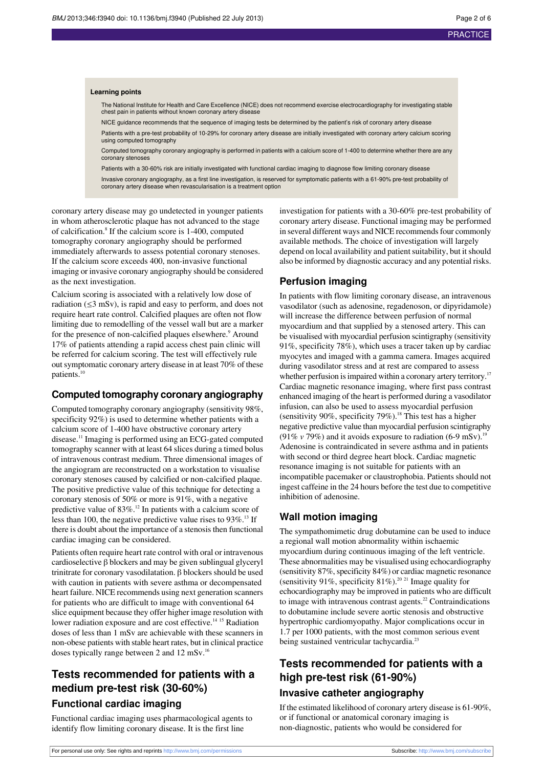**Learning points**

- The National Institute for Health and Care Excellence (NICE) does not recommend exercise electrocardiography for investigating stable chest pain in patients without known coronary artery disease
- NICE guidance recommends that the sequence of imaging tests be determined by the patient's risk of coronary artery disease
- Patients with a pre-test probability of 10-29% for coronary artery disease are initially investigated with coronary artery calcium scoring using computed tomography
- Computed tomography coronary angiography is performed in patients with a calcium score of 1-400 to determine whether there are any coronary stenoses
- Patients with a 30-60% risk are initially investigated with functional cardiac imaging to diagnose flow limiting coronary disease
- Invasive coronary angiography, as a first line investigation, is reserved for symptomatic patients with a 61-90% pre-test probability of coronary artery disease when revascularisation is a treatment option

coronary artery disease may go undetected in younger patients in whom atherosclerotic plaque has not advanced to the stage of calcification.[8] If the calcium score is 1-400, computed tomography coronary angiography should be performed immediately afterwards to assess potential coronary stenoses. If the calcium score exceeds 400, non-invasive functional imaging or invasive coronary angiography should be considered as the next investigation.

Calcium scoring is associated with a relatively low dose of radiation (≤3 mSv), is rapid and easy to perform, and does not require heart rate control. Calcified plaques are often not flow limiting due to remodelling of the vessel wall but are a marker for the presence of non-calcified plaques elsewhere.[9] Around 17% of patients attending a rapid access chest pain clinic will be referred for calcium scoring. The test will effectively rule out symptomatic coronary artery disease in at least 70% of these patients.[10]

### Computed tomography coronary angiography

Computed tomography coronary angiography (sensitivity 98%, specificity 92%) is used to determine whether patients with a calcium score of 1-400 have obstructive coronary artery disease.[11] Imaging is performed using an ECG-gated computed tomography scanner with at least 64 slices during a timed bolus of intravenous contrast medium. Three dimensional images of the angiogram are reconstructed on a workstation to visualise coronary stenoses caused by calcified or non-calcified plaque. The positive predictive value of this technique for detecting a coronary stenosis of 50% or more is 91%, with a negative predictive value of 83%.[12] In patients with a calcium score of less than 100, the negative predictive value rises to 93%.[13] If there is doubt about the importance of a stenosis then functional cardiac imaging can be considered.

Patients often require heart rate control with oral or intravenous cardioselective β blockers and may be given sublingual glyceryl trinitrate for coronary vasodilatation. β blockers should be used with caution in patients with severe asthma or decompensated heart failure. NICE recommends using next generation scanners for patients who are difficult to image with conventional 64 slice equipment because they offer higher image resolution with lower radiation exposure and are cost effective.[14,15] Radiation doses of less than 1 mSv are achievable with these scanners in non-obese patients with stable heart rates, but in clinical practice doses typically range between 2 and 12 mSv.[16]

## Tests recommended for patients with a medium pre-test risk (30-60%)

### Functional cardiac imaging

Functional cardiac imaging uses pharmacological agents to identify flow limiting coronary disease. It is the first line investigation for patients with a 30-60% pre-test probability of coronary artery disease. Functional imaging may be performed in several different ways and NICE recommends four commonly available methods. The choice of investigation will largely depend on local availability and patient suitability, but it should also be informed by diagnostic accuracy and any potential risks.

### Perfusion imaging

In patients with flow limiting coronary disease, an intravenous vasodilator (such as adenosine, regadenoson, or dipyridamole) will increase the difference between perfusion of normal myocardium and that supplied by a stenosed artery. This can be visualised with myocardial perfusion scintigraphy (sensitivity 91%, specificity 78%), which uses a tracer taken up by cardiac myocytes and imaged with a gamma camera. Images acquired during vasodilator stress and at rest are compared to assess whether perfusion is impaired within a coronary artery territory.[17] Cardiac magnetic resonance imaging, where first pass contrast enhanced imaging of the heart is performed during a vasodilator infusion, can also be used to assess myocardial perfusion (sensitivity 90%, specificity 79%).[18] This test has a higher negative predictive value than myocardial perfusion scintigraphy (91% *v* 79%) and it avoids exposure to radiation (6-9 mSv).[19] Adenosine is contraindicated in severe asthma and in patients with second or third degree heart block. Cardiac magnetic resonance imaging is not suitable for patients with an incompatible pacemaker or claustrophobia. Patients should not ingest caffeine in the 24 hours before the test due to competitive inhibition of adenosine.

### Wall motion imaging

The sympathomimetic drug dobutamine can be used to induce a regional wall motion abnormality within ischaemic myocardium during continuous imaging of the left ventricle. These abnormalities may be visualised using echocardiography (sensitivity 87%, specificity 84%) or cardiac magnetic resonance (sensitivity 91%, specificity 81%).[20,21] Image quality for echocardiography may be improved in patients who are difficult to image with intravenous contrast agents.[22] Contraindications to dobutamine include severe aortic stenosis and obstructive hypertrophic cardiomyopathy. Major complications occur in 1.7 per 1000 patients, with the most common serious event being sustained ventricular tachycardia.[23]

## Tests recommended for patients with a high pre-test risk (61-90%)

### Invasive catheter angiography

If the estimated likelihood of coronary artery disease is 61-90%, or if functional or anatomical coronary imaging is non-diagnostic, patients who would be considered for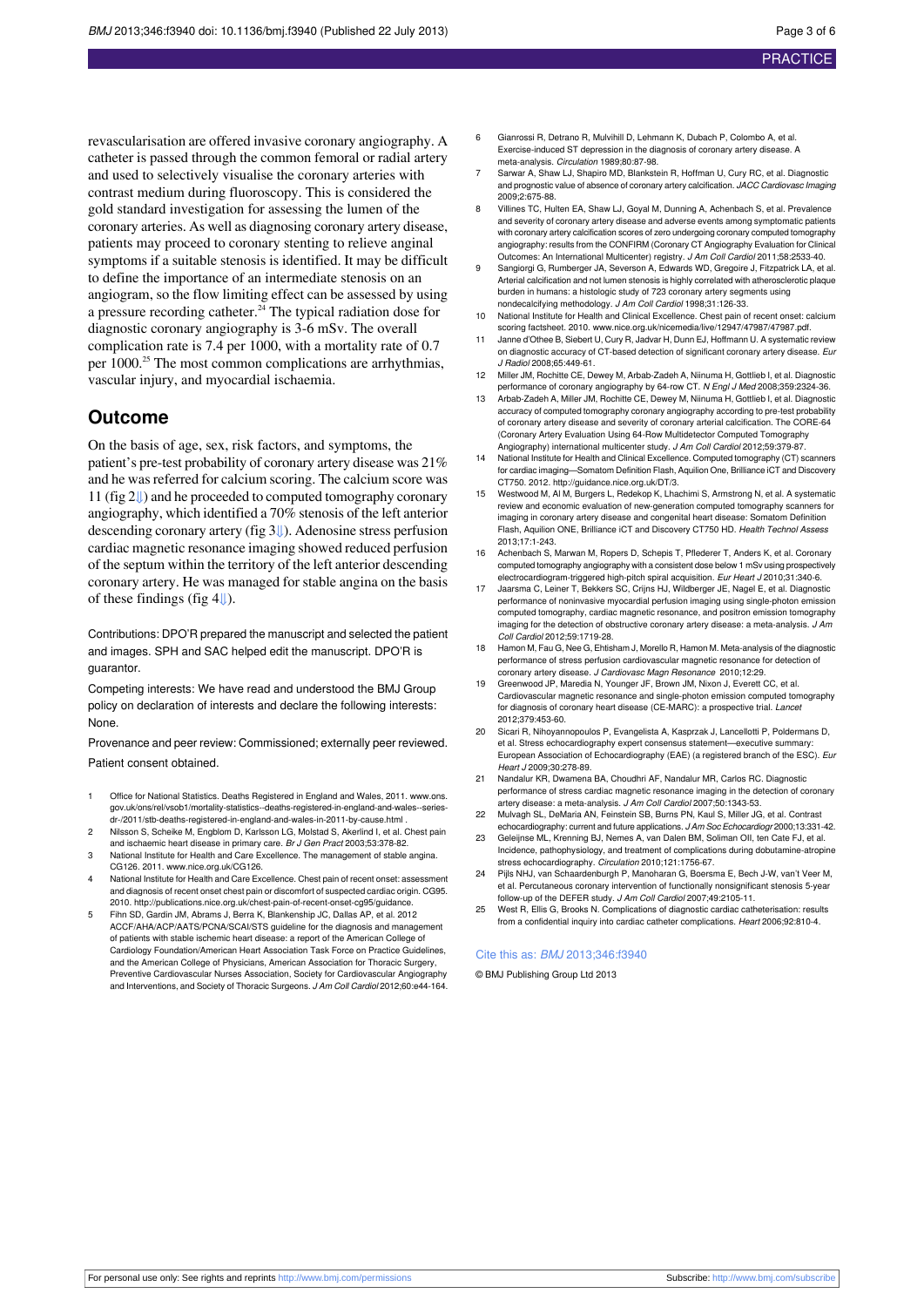revascularisation are offered invasive coronary angiography. A catheter is passed through the common femoral or radial artery and used to selectively visualise the coronary arteries with contrast medium during fluoroscopy. This is considered the gold standard investigation for assessing the lumen of the coronary arteries. As well as diagnosing coronary artery disease, patients may proceed to coronary stenting to relieve anginal symptoms if a suitable stenosis is identified. It may be difficult to define the importance of an intermediate stenosis on an angiogram, so the flow limiting effect can be assessed by using a pressure recording catheter.[24] The typical radiation dose for diagnostic coronary angiography is 3-6 mSv. The overall complication rate is 7.4 per 1000, with a mortality rate of 0.7 per 1000.[25] The most common complications are arrhythmias, vascular injury, and myocardial ischaemia.

## Outcome

On the basis of age, sex, risk factors, and symptoms, the patient's pre-test probability of coronary artery disease was 21% and he was referred for calcium scoring. The calcium score was 11 (fig 2⇓) and he proceeded to computed tomography coronary angiography, which identified a 70% stenosis of the left anterior descending coronary artery (fig 3⇓). Adenosine stress perfusion cardiac magnetic resonance imaging showed reduced perfusion of the septum within the territory of the left anterior descending coronary artery. He was managed for stable angina on the basis of these findings (fig 4⇓).

Contributions: DPO'R prepared the manuscript and selected the patient and images. SPH and SAC helped edit the manuscript. DPO'R is guarantor.

Competing interests: We have read and understood the BMJ Group policy on declaration of interests and declare the following interests: None.

Provenance and peer review: Commissioned; externally peer reviewed.

Patient consent obtained.

1. Office for National Statistics. Deaths Registered in England and Wales, 2011. www.ons.gov.uk/ons/rel/vsob1/mortality-statistics--deaths-registered-in-england-and-wales--series-dr-/2011/stb-deaths-registered-in-england-and-wales-in-2011-by-cause.html .
2. Nilsson S, Scheike M, Engblom D, Karlsson LG, Molstad S, Akerlind I, et al. Chest pain and ischaemic heart disease in primary care. *Br J Gen Pract* 2003;53:378-82.
3. National Institute for Health and Care Excellence. The management of stable angina. CG126. 2011. www.nice.org.uk/CG126.
4. National Institute for Health and Care Excellence. Chest pain of recent onset: assessment and diagnosis of recent onset chest pain or discomfort of suspected cardiac origin. CG95. 2010. http://publications.nice.org.uk/chest-pain-of-recent-onset-cg95/guidance.
5. Fihn SD, Gardin JM, Abrams J, Berra K, Blankenship JC, Dallas AP, et al. 2012 ACCF/AHA/ACP/AATS/PCNA/SCAI/STS guideline for the diagnosis and management of patients with stable ischemic heart disease: a report of the American College of Cardiology Foundation/American Heart Association Task Force on Practice Guidelines, and the American College of Physicians, American Association for Thoracic Surgery, Preventive Cardiovascular Nurses Association, Society for Cardiovascular Angiography and Interventions, and Society of Thoracic Surgeons. *J Am Coll Cardiol* 2012;60:e44-164.
6. Gianrossi R, Detrano R, Mulvihill D, Lehmann K, Dubach P, Colombo A, et al. Exercise-induced ST depression in the diagnosis of coronary artery disease. A meta-analysis. *Circulation* 1989;80:87-98.
7. Sarwar A, Shaw LJ, Shapiro MD, Blankstein R, Hoffman U, Cury RC, et al. Diagnostic and prognostic value of absence of coronary artery calcification. *JACC Cardiovasc Imaging* 2009;2:675-88.
8. Villines TC, Hulten EA, Shaw LJ, Goyal M, Dunning A, Achenbach S, et al. Prevalence and severity of coronary artery disease and adverse events among symptomatic patients with coronary artery calcification scores of zero undergoing coronary computed tomography angiography: results from the CONFIRM (Coronary CT Angiography Evaluation for Clinical Outcomes: An International Multicenter) registry. *J Am Coll Cardiol* 2011;58:2533-40.
9. Sangiorgi G, Rumberger JA, Severson A, Edwards WD, Gregoire J, Fitzpatrick LA, et al. Arterial calcification and not lumen stenosis is highly correlated with atherosclerotic plaque burden in humans: a histologic study of 723 coronary artery segments using nondecalcifying methodology. *J Am Coll Cardiol* 1998;31:126-33.
10. National Institute for Health and Clinical Excellence. Chest pain of recent onset: calcium scoring factsheet. 2010. www.nice.org.uk/nicemedia/live/12947/47987/47987.pdf.
11. Janne d'Othee B, Siebert U, Cury R, Jadvar H, Dunn EJ, Hoffmann U. A systematic review on diagnostic accuracy of CT-based detection of significant coronary artery disease. *Eur J Radiol* 2008;65:449-61.
12. Miller JM, Rochitte CE, Dewey M, Arbab-Zadeh A, Niinuma H, Gottlieb I, et al. Diagnostic performance of coronary angiography by 64-row CT. *N Engl J Med* 2008;359:2324-36.
13. Arbab-Zadeh A, Miller JM, Rochitte CE, Dewey M, Niinuma H, Gottlieb I, et al. Diagnostic accuracy of computed tomography coronary angiography according to pre-test probability of coronary artery disease and severity of coronary arterial calcification. The CORE-64 (Coronary Artery Evaluation Using 64-Row Multidetector Computed Tomography Angiography) international multicenter study. *J Am Coll Cardiol* 2012;59:379-87.
14. National Institute for Health and Clinical Excellence. Computed tomography (CT) scanners for cardiac imaging—Somatom Definition Flash, Aquilion One, Brilliance iCT and Discovery CT750. 2012. http://guidance.nice.org.uk/DT/3.
15. Westwood M, Al M, Burgers L, Redekop K, Lhachimi S, Armstrong N, et al. A systematic review and economic evaluation of new-generation computed tomography scanners for imaging in coronary artery disease and congenital heart disease: Somatom Definition Flash, Aquilion ONE, Brilliance iCT and Discovery CT750 HD. *Health Technol Assess* 2013;17:1-243.
16. Achenbach S, Marwan M, Ropers D, Schepis T, Pflederer T, Anders K, et al. Coronary computed tomography angiography with a consistent dose below 1 mSv using prospectively electrocardiogram-triggered high-pitch spiral acquisition. *Eur Heart J* 2010;31:340-6.
17. Jaarsma C, Leiner T, Bekkers SC, Crijns HJ, Wildberger JE, Nagel E, et al. Diagnostic performance of noninvasive myocardial perfusion imaging using single-photon emission computed tomography, cardiac magnetic resonance, and positron emission tomography imaging for the detection of obstructive coronary artery disease: a meta-analysis. *J Am Coll Cardiol* 2012;59:1719-28.
18. Hamon M, Fau G, Nee G, Ehtisham J, Morello R, Hamon M. Meta-analysis of the diagnostic performance of stress perfusion cardiovascular magnetic resonance for detection of coronary artery disease. *J Cardiovasc Magn Resonance* 2010;12:29.
19. Greenwood JP, Maredia N, Younger JF, Brown JM, Nixon J, Everett CC, et al. Cardiovascular magnetic resonance and single-photon emission computed tomography for diagnosis of coronary heart disease (CE-MARC): a prospective trial. *Lancet* 2012;379:453-60.
20. Sicari R, Nihoyannopoulos P, Evangelista A, Kasprzak J, Lancellotti P, Poldermans D, et al. Stress echocardiography expert consensus statement—executive summary: European Association of Echocardiography (EAE) (a registered branch of the ESC). *Eur Heart J* 2009;30:278-89.
21. Nandalur KR, Dwamena BA, Choudhri AF, Nandalur MR, Carlos RC. Diagnostic performance of stress cardiac magnetic resonance imaging in the detection of coronary artery disease: a meta-analysis. *J Am Coll Cardiol* 2007;50:1343-53.
22. Mulvagh SL, DeMaria AN, Feinstein SB, Burns PN, Kaul S, Miller JG, et al. Contrast echocardiography: current and future applications. *J Am Soc Echocardiogr* 2000;13:331-42.
23. Geleijnse ML, Krenning BJ, Nemes A, van Dalen BM, Soliman OII, ten Cate FJ, et al. Incidence, pathophysiology, and treatment of complications during dobutamine-atropine stress echocardiography. *Circulation* 2010;121:1756-67.
24. Pijls NHJ, van Schaardenburgh P, Manoharan G, Boersma E, Bech J-W, van't Veer M, et al. Percutaneous coronary intervention of functionally nonsignificant stenosis 5-year follow-up of the DEFER study. *J Am Coll Cardiol* 2007;49:2105-11.
25. West R, Ellis G, Brooks N. Complications of diagnostic cardiac catheterisation: results from a confidential inquiry into cardiac catheter complications. *Heart* 2006;92:810-4.

Cite this as: *BMJ* 2013;346:f3940

© BMJ Publishing Group Ltd 2013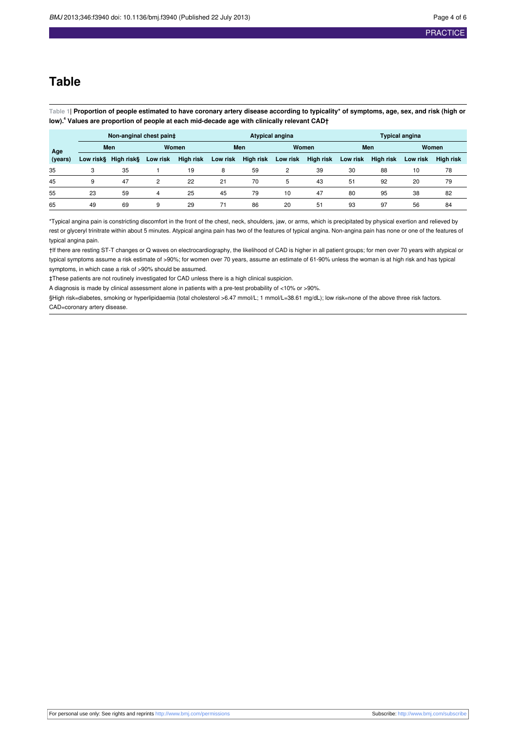# Table

**Table 1| Proportion of people estimated to have coronary artery disease according to typicality* of symptoms, age, sex, and risk (high or low).[4] Values are proportion of people at each mid-decade age with clinically relevant CAD†**

| Age (years) | Non-anginal chest pain‡ | | | | Atypical angina | | | | Typical angina | | | |
|---|---|---|---|---|---|---|---|---|---|---|---|---|
| | Men | | Women | | Men | | Women | | Men | | Women | |
| | Low risk§ | High risk§ | Low risk | High risk | Low risk | High risk | Low risk | High risk | Low risk | High risk | Low risk | High risk |
| 35 | 3 | 35 | 1 | 19 | 8 | 59 | 2 | 39 | 30 | 88 | 10 | 78 |
| 45 | 9 | 47 | 2 | 22 | 21 | 70 | 5 | 43 | 51 | 92 | 20 | 79 |
| 55 | 23 | 59 | 4 | 25 | 45 | 79 | 10 | 47 | 80 | 95 | 38 | 82 |
| 65 | 49 | 69 | 9 | 29 | 71 | 86 | 20 | 51 | 93 | 97 | 56 | 84 |

*Typical angina pain is constricting discomfort in the front of the chest, neck, shoulders, jaw, or arms, which is precipitated by physical exertion and relieved by rest or glyceryl trinitrate within about 5 minutes. Atypical angina pain has two of the features of typical angina. Non-angina pain has none or one of the features of typical angina pain.

†If there are resting ST-T changes or Q waves on electrocardiography, the likelihood of CAD is higher in all patient groups; for men over 70 years with atypical or typical symptoms assume a risk estimate of >90%; for women over 70 years, assume an estimate of 61-90% unless the woman is at high risk and has typical symptoms, in which case a risk of >90% should be assumed.

‡These patients are not routinely investigated for CAD unless there is a high clinical suspicion.

A diagnosis is made by clinical assessment alone in patients with a pre-test probability of <10% or >90%.

§High risk=diabetes, smoking or hyperlipidaemia (total cholesterol >6.47 mmol/L; 1 mmol/L=38.61 mg/dL); low risk=none of the above three risk factors.

CAD=coronary artery disease.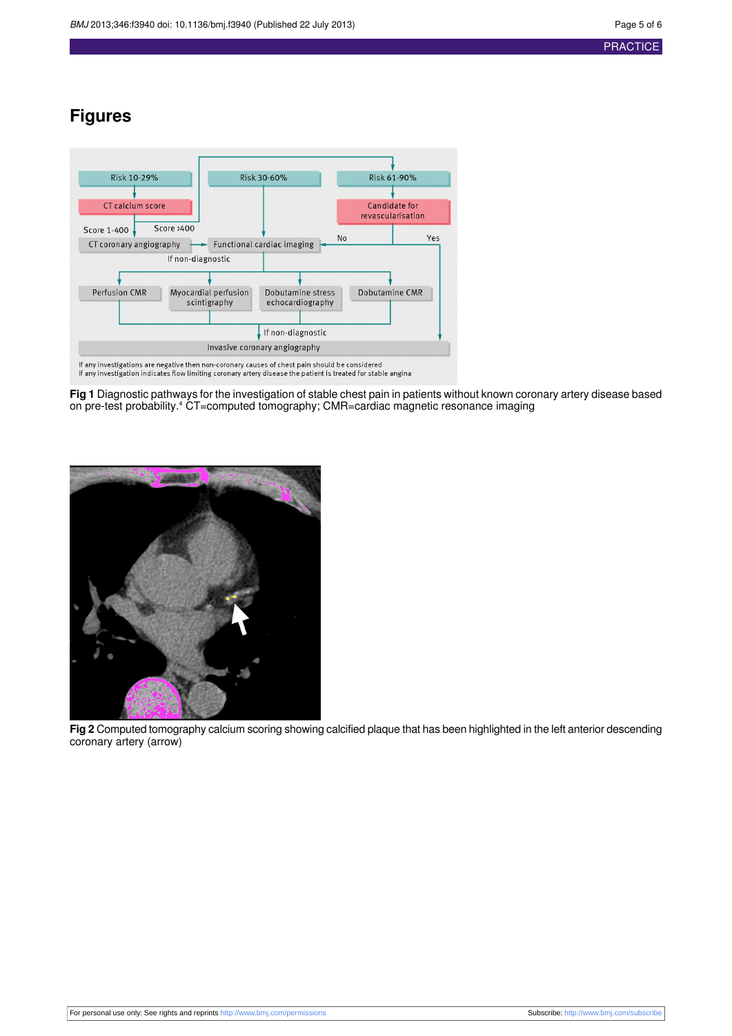## Figures

Fig 1 Diagnostic pathways for the investigation of stable chest pain in patients without known coronary artery disease based on pre-test probability.[4] CT=computed tomography; CMR=cardiac magnetic resonance imaging

Fig 2 Computed tomography calcium scoring showing calcified plaque that has been highlighted in the left anterior descending coronary artery (arrow)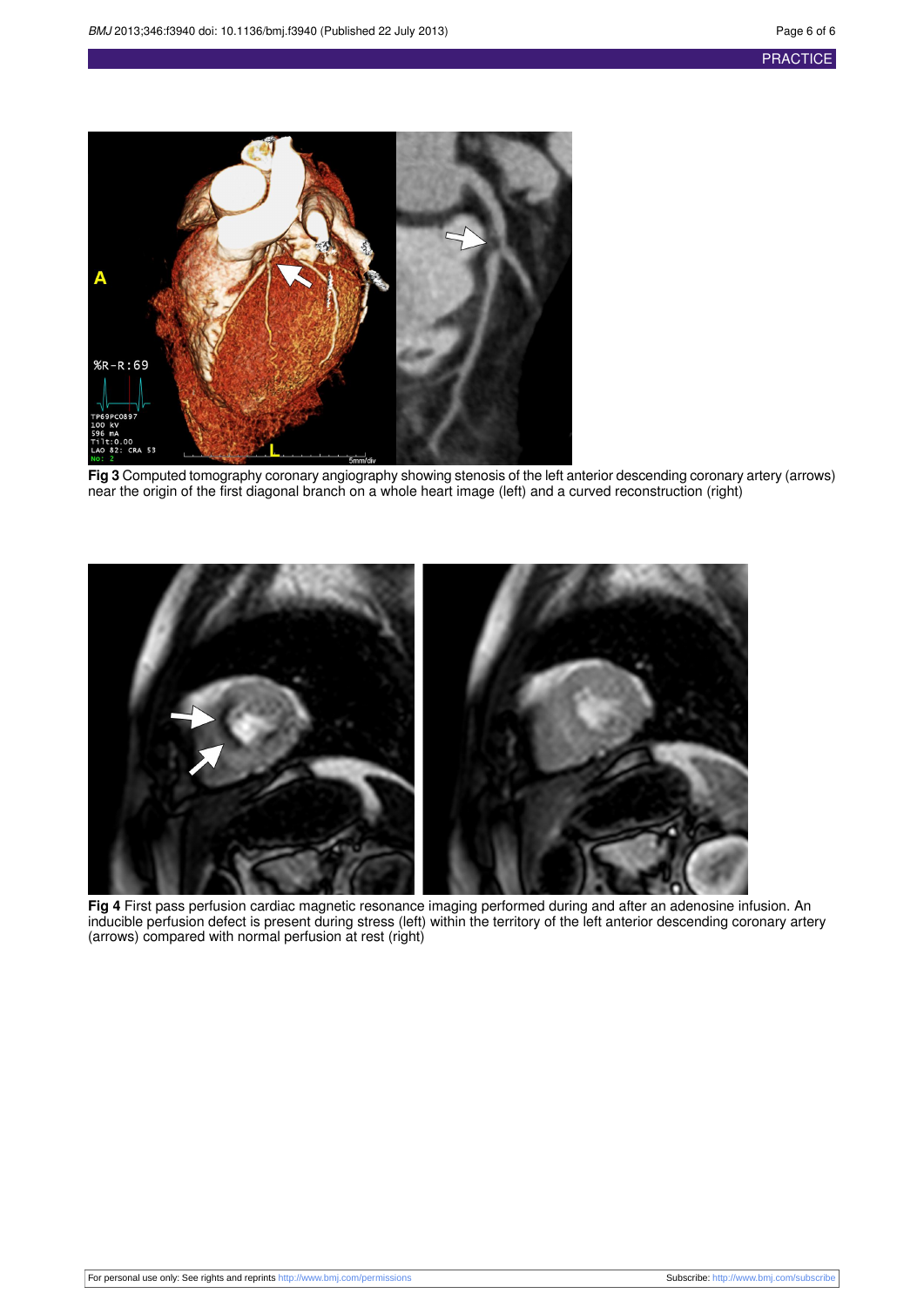**Fig 3** Computed tomography coronary angiography showing stenosis of the left anterior descending coronary artery (arrows) near the origin of the first diagonal branch on a whole heart image (left) and a curved reconstruction (right)

**Fig 4** First pass perfusion cardiac magnetic resonance imaging performed during and after an adenosine infusion. An inducible perfusion defect is present during stress (left) within the territory of the left anterior descending coronary artery (arrows) compared with normal perfusion at rest (right)